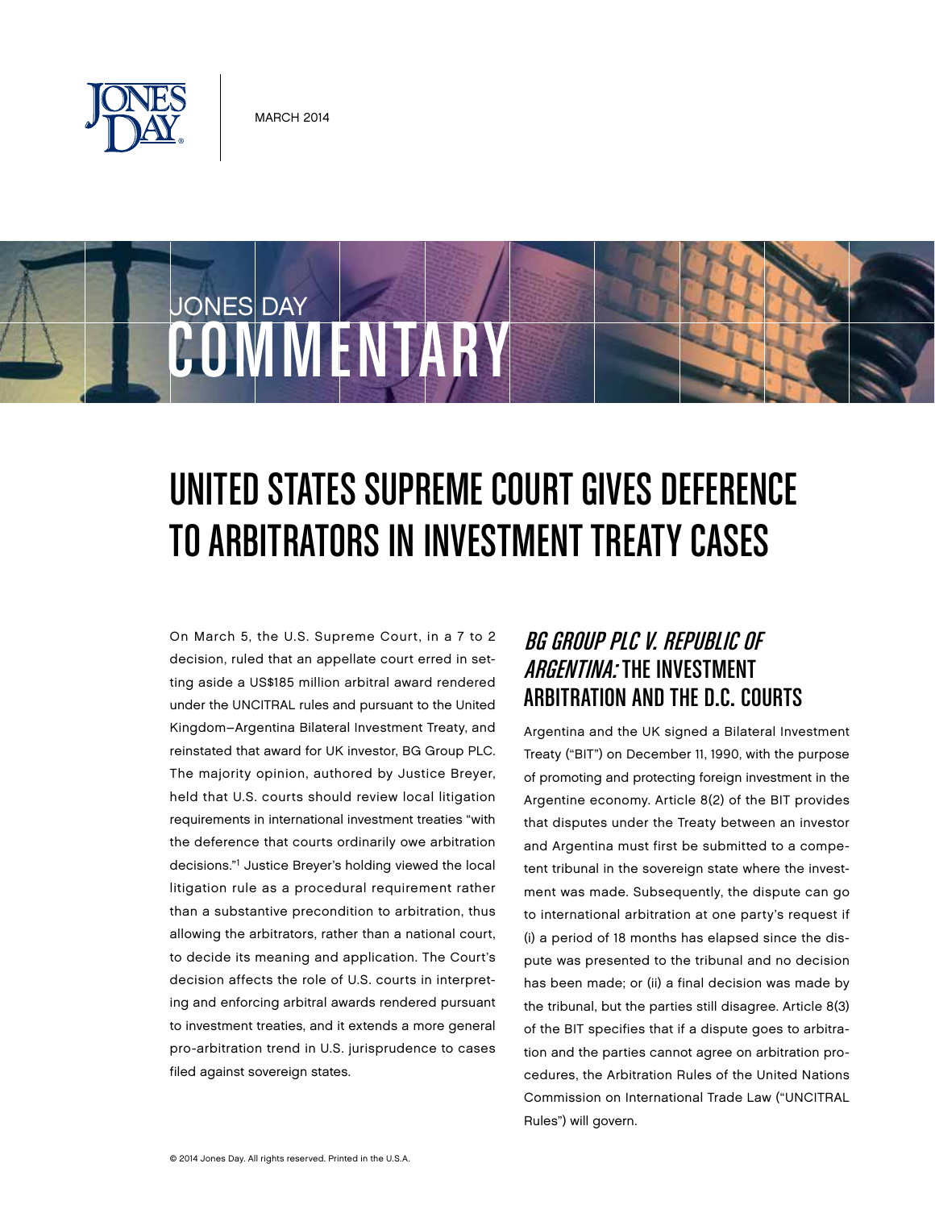MARCH 2014

JONES DAY COMMENTARY

# UNITED STATES SUPREME COURT GIVES DEFERENCE TO ARBITRATORS IN INVESTMENT TREATY CASES

On March 5, the U.S. Supreme Court, in a 7 to 2 decision, ruled that an appellate court erred in setting aside a US$185 million arbitral award rendered under the UNCITRAL rules and pursuant to the United Kingdom–Argentina Bilateral Investment Treaty, and reinstated that award for UK investor, BG Group PLC. The majority opinion, authored by Justice Breyer, held that U.S. courts should review local litigation requirements in international investment treaties "with the deference that courts ordinarily owe arbitration decisions."[1] Justice Breyer's holding viewed the local litigation rule as a procedural requirement rather than a substantive precondition to arbitration, thus allowing the arbitrators, rather than a national court, to decide its meaning and application. The Court's decision affects the role of U.S. courts in interpreting and enforcing arbitral awards rendered pursuant to investment treaties, and it extends a more general pro-arbitration trend in U.S. jurisprudence to cases filed against sovereign states.

## *BG GROUP PLC V. REPUBLIC OF ARGENTINA:* THE INVESTMENT ARBITRATION AND THE D.C. COURTS

Argentina and the UK signed a Bilateral Investment Treaty ("BIT") on December 11, 1990, with the purpose of promoting and protecting foreign investment in the Argentine economy. Article 8(2) of the BIT provides that disputes under the Treaty between an investor and Argentina must first be submitted to a competent tribunal in the sovereign state where the investment was made. Subsequently, the dispute can go to international arbitration at one party's request if (i) a period of 18 months has elapsed since the dispute was presented to the tribunal and no decision has been made; or (ii) a final decision was made by the tribunal, but the parties still disagree. Article 8(3) of the BIT specifies that if a dispute goes to arbitration and the parties cannot agree on arbitration procedures, the Arbitration Rules of the United Nations Commission on International Trade Law ("UNCITRAL Rules") will govern.

© 2014 Jones Day. All rights reserved. Printed in the U.S.A.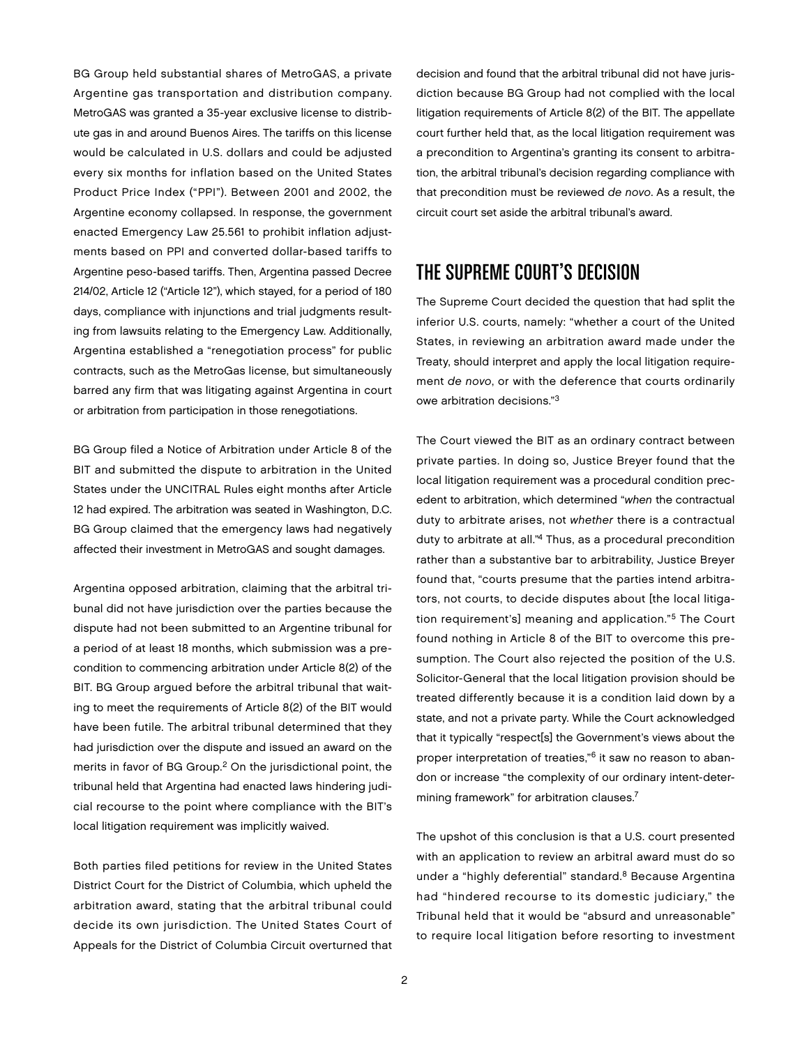BG Group held substantial shares of MetroGAS, a private Argentine gas transportation and distribution company. MetroGAS was granted a 35-year exclusive license to distribute gas in and around Buenos Aires. The tariffs on this license would be calculated in U.S. dollars and could be adjusted every six months for inflation based on the United States Product Price Index ("PPI"). Between 2001 and 2002, the Argentine economy collapsed. In response, the government enacted Emergency Law 25.561 to prohibit inflation adjustments based on PPI and converted dollar-based tariffs to Argentine peso-based tariffs. Then, Argentina passed Decree 214/02, Article 12 ("Article 12"), which stayed, for a period of 180 days, compliance with injunctions and trial judgments resulting from lawsuits relating to the Emergency Law. Additionally, Argentina established a "renegotiation process" for public contracts, such as the MetroGas license, but simultaneously barred any firm that was litigating against Argentina in court or arbitration from participation in those renegotiations.

BG Group filed a Notice of Arbitration under Article 8 of the BIT and submitted the dispute to arbitration in the United States under the UNCITRAL Rules eight months after Article 12 had expired. The arbitration was seated in Washington, D.C. BG Group claimed that the emergency laws had negatively affected their investment in MetroGAS and sought damages.

Argentina opposed arbitration, claiming that the arbitral tribunal did not have jurisdiction over the parties because the dispute had not been submitted to an Argentine tribunal for a period of at least 18 months, which submission was a precondition to commencing arbitration under Article 8(2) of the BIT. BG Group argued before the arbitral tribunal that waiting to meet the requirements of Article 8(2) of the BIT would have been futile. The arbitral tribunal determined that they had jurisdiction over the dispute and issued an award on the merits in favor of BG Group.[2] On the jurisdictional point, the tribunal held that Argentina had enacted laws hindering judicial recourse to the point where compliance with the BIT's local litigation requirement was implicitly waived.

Both parties filed petitions for review in the United States District Court for the District of Columbia, which upheld the arbitration award, stating that the arbitral tribunal could decide its own jurisdiction. The United States Court of Appeals for the District of Columbia Circuit overturned that decision and found that the arbitral tribunal did not have jurisdiction because BG Group had not complied with the local litigation requirements of Article 8(2) of the BIT. The appellate court further held that, as the local litigation requirement was a precondition to Argentina's granting its consent to arbitration, the arbitral tribunal's decision regarding compliance with that precondition must be reviewed *de novo*. As a result, the circuit court set aside the arbitral tribunal's award.

## THE SUPREME COURT'S DECISION

The Supreme Court decided the question that had split the inferior U.S. courts, namely: "whether a court of the United States, in reviewing an arbitration award made under the Treaty, should interpret and apply the local litigation requirement *de novo*, or with the deference that courts ordinarily owe arbitration decisions."[3]

The Court viewed the BIT as an ordinary contract between private parties. In doing so, Justice Breyer found that the local litigation requirement was a procedural condition precedent to arbitration, which determined "*when* the contractual duty to arbitrate arises, not *whether* there is a contractual duty to arbitrate at all."[4] Thus, as a procedural precondition rather than a substantive bar to arbitrability, Justice Breyer found that, "courts presume that the parties intend arbitrators, not courts, to decide disputes about [the local litigation requirement's] meaning and application."[5] The Court found nothing in Article 8 of the BIT to overcome this presumption. The Court also rejected the position of the U.S. Solicitor-General that the local litigation provision should be treated differently because it is a condition laid down by a state, and not a private party. While the Court acknowledged that it typically "respect[s] the Government's views about the proper interpretation of treaties,"[6] it saw no reason to abandon or increase "the complexity of our ordinary intent-determining framework" for arbitration clauses.[7]

The upshot of this conclusion is that a U.S. court presented with an application to review an arbitral award must do so under a "highly deferential" standard.[8] Because Argentina had "hindered recourse to its domestic judiciary," the Tribunal held that it would be "absurd and unreasonable" to require local litigation before resorting to investment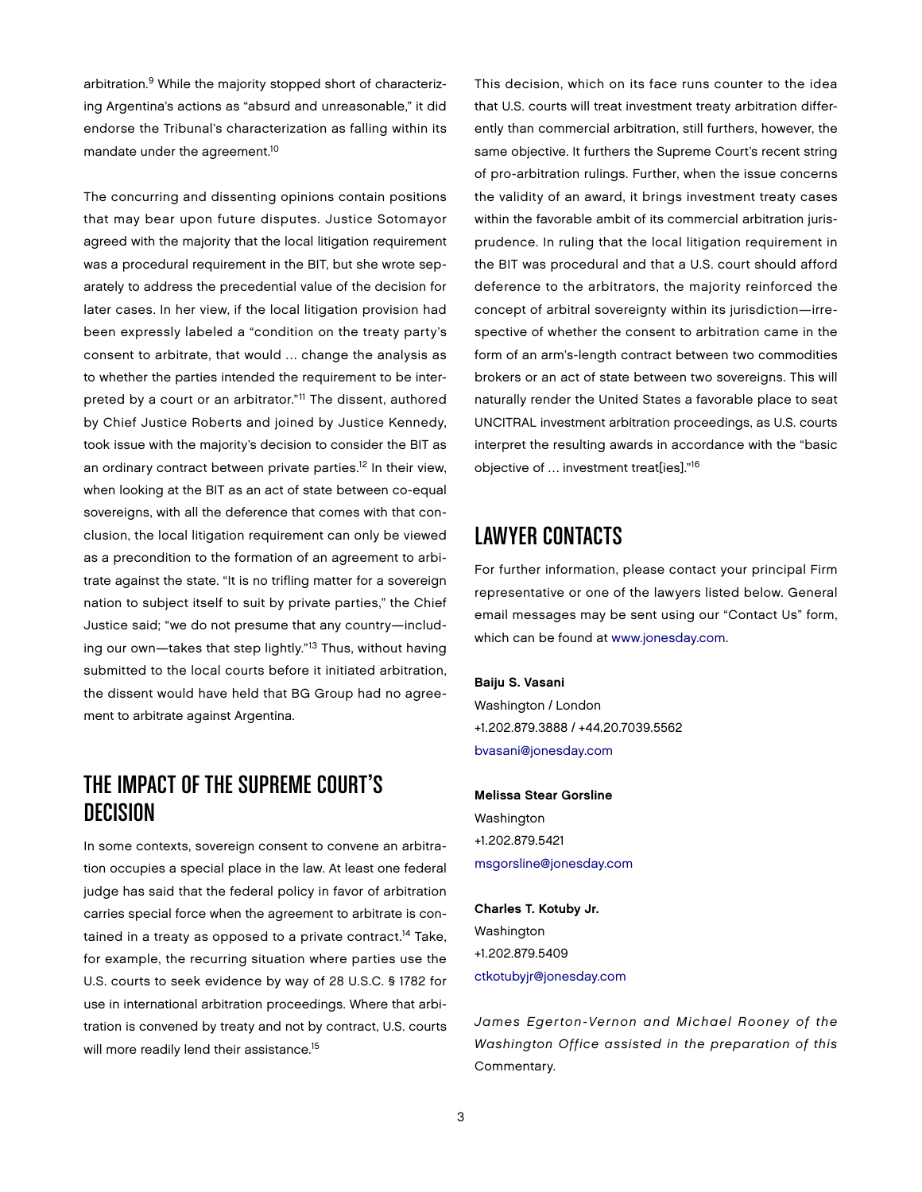arbitration.[9] While the majority stopped short of characterizing Argentina's actions as "absurd and unreasonable," it did endorse the Tribunal's characterization as falling within its mandate under the agreement.[10]

The concurring and dissenting opinions contain positions that may bear upon future disputes. Justice Sotomayor agreed with the majority that the local litigation requirement was a procedural requirement in the BIT, but she wrote separately to address the precedential value of the decision for later cases. In her view, if the local litigation provision had been expressly labeled a "condition on the treaty party's consent to arbitrate, that would … change the analysis as to whether the parties intended the requirement to be interpreted by a court or an arbitrator."[11] The dissent, authored by Chief Justice Roberts and joined by Justice Kennedy, took issue with the majority's decision to consider the BIT as an ordinary contract between private parties.[12] In their view, when looking at the BIT as an act of state between co-equal sovereigns, with all the deference that comes with that conclusion, the local litigation requirement can only be viewed as a precondition to the formation of an agreement to arbitrate against the state. "It is no trifling matter for a sovereign nation to subject itself to suit by private parties," the Chief Justice said; "we do not presume that any country—including our own—takes that step lightly."[13] Thus, without having submitted to the local courts before it initiated arbitration, the dissent would have held that BG Group had no agreement to arbitrate against Argentina.

## THE IMPACT OF THE SUPREME COURT'S DECISION

In some contexts, sovereign consent to convene an arbitration occupies a special place in the law. At least one federal judge has said that the federal policy in favor of arbitration carries special force when the agreement to arbitrate is contained in a treaty as opposed to a private contract.[14] Take, for example, the recurring situation where parties use the U.S. courts to seek evidence by way of 28 U.S.C. § 1782 for use in international arbitration proceedings. Where that arbitration is convened by treaty and not by contract, U.S. courts will more readily lend their assistance.[15]

This decision, which on its face runs counter to the idea that U.S. courts will treat investment treaty arbitration differently than commercial arbitration, still furthers, however, the same objective. It furthers the Supreme Court's recent string of pro-arbitration rulings. Further, when the issue concerns the validity of an award, it brings investment treaty cases within the favorable ambit of its commercial arbitration jurisprudence. In ruling that the local litigation requirement in the BIT was procedural and that a U.S. court should afford deference to the arbitrators, the majority reinforced the concept of arbitral sovereignty within its jurisdiction—irrespective of whether the consent to arbitration came in the form of an arm's-length contract between two commodities brokers or an act of state between two sovereigns. This will naturally render the United States a favorable place to seat UNCITRAL investment arbitration proceedings, as U.S. courts interpret the resulting awards in accordance with the "basic objective of … investment treat[ies]."[16]

## LAWYER CONTACTS

For further information, please contact your principal Firm representative or one of the lawyers listed below. General email messages may be sent using our "Contact Us" form, which can be found at www.jonesday.com.

**Baiju S. Vasani**
Washington / London
+1.202.879.3888 / +44.20.7039.5562
bvasani@jonesday.com

**Melissa Stear Gorsline**
Washington
+1.202.879.5421
msgorsline@jonesday.com

**Charles T. Kotuby Jr.**
Washington
+1.202.879.5409
ctkotubyjr@jonesday.com

*James Egerton-Vernon and Michael Rooney of the Washington Office assisted in the preparation of this* Commentary.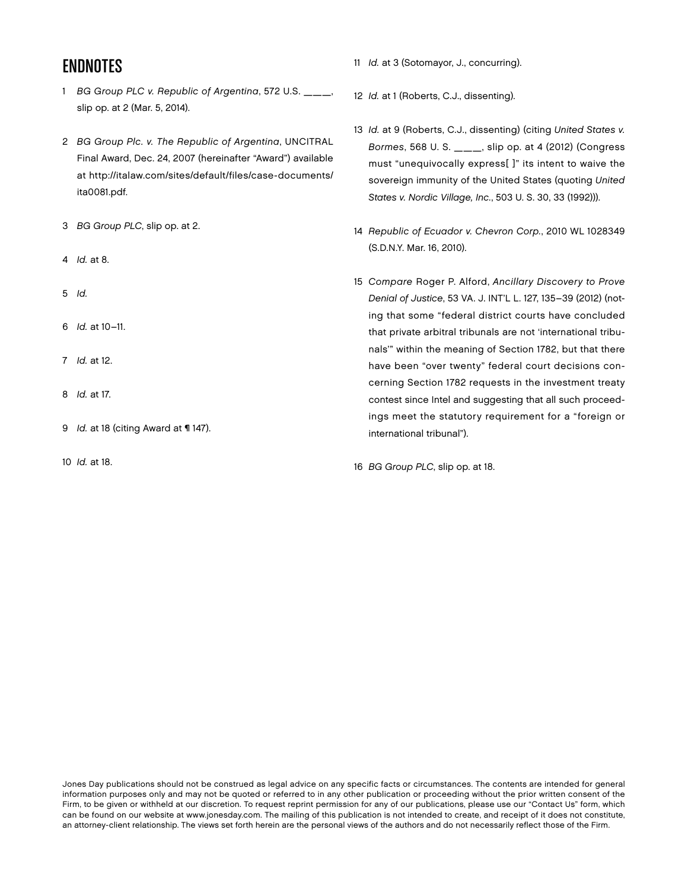## ENDNOTES

1. *BG Group PLC v. Republic of Argentina*, 572 U.S. ___, slip op. at 2 (Mar. 5, 2014).
2. *BG Group Plc. v. The Republic of Argentina*, UNCITRAL Final Award, Dec. 24, 2007 (hereinafter "Award") available at http://italaw.com/sites/default/files/case-documents/ita0081.pdf.
3. *BG Group PLC*, slip op. at 2.
4. *Id.* at 8.
5. *Id.*
6. *Id.* at 10–11.
7. *Id.* at 12.
8. *Id.* at 17.
9. *Id.* at 18 (citing Award at ¶ 147).
10. *Id.* at 18.
11. *Id.* at 3 (Sotomayor, J., concurring).
12. *Id.* at 1 (Roberts, C.J., dissenting).
13. *Id.* at 9 (Roberts, C.J., dissenting) (citing *United States v. Bormes*, 568 U. S. ___, slip op. at 4 (2012) (Congress must "unequivocally express[ ]" its intent to waive the sovereign immunity of the United States (quoting *United States v. Nordic Village, Inc.*, 503 U. S. 30, 33 (1992))).
14. *Republic of Ecuador v. Chevron Corp.*, 2010 WL 1028349 (S.D.N.Y. Mar. 16, 2010).
15. *Compare* Roger P. Alford, *Ancillary Discovery to Prove Denial of Justice*, 53 VA. J. INT'L L. 127, 135–39 (2012) (noting that some "federal district courts have concluded that private arbitral tribunals are not 'international tribunals'" within the meaning of Section 1782, but that there have been "over twenty" federal court decisions concerning Section 1782 requests in the investment treaty contest since Intel and suggesting that all such proceedings meet the statutory requirement for a "foreign or international tribunal").
16. *BG Group PLC*, slip op. at 18.

Jones Day publications should not be construed as legal advice on any specific facts or circumstances. The contents are intended for general information purposes only and may not be quoted or referred to in any other publication or proceeding without the prior written consent of the Firm, to be given or withheld at our discretion. To request reprint permission for any of our publications, please use our "Contact Us" form, which can be found on our website at www.jonesday.com. The mailing of this publication is not intended to create, and receipt of it does not constitute, an attorney-client relationship. The views set forth herein are the personal views of the authors and do not necessarily reflect those of the Firm.